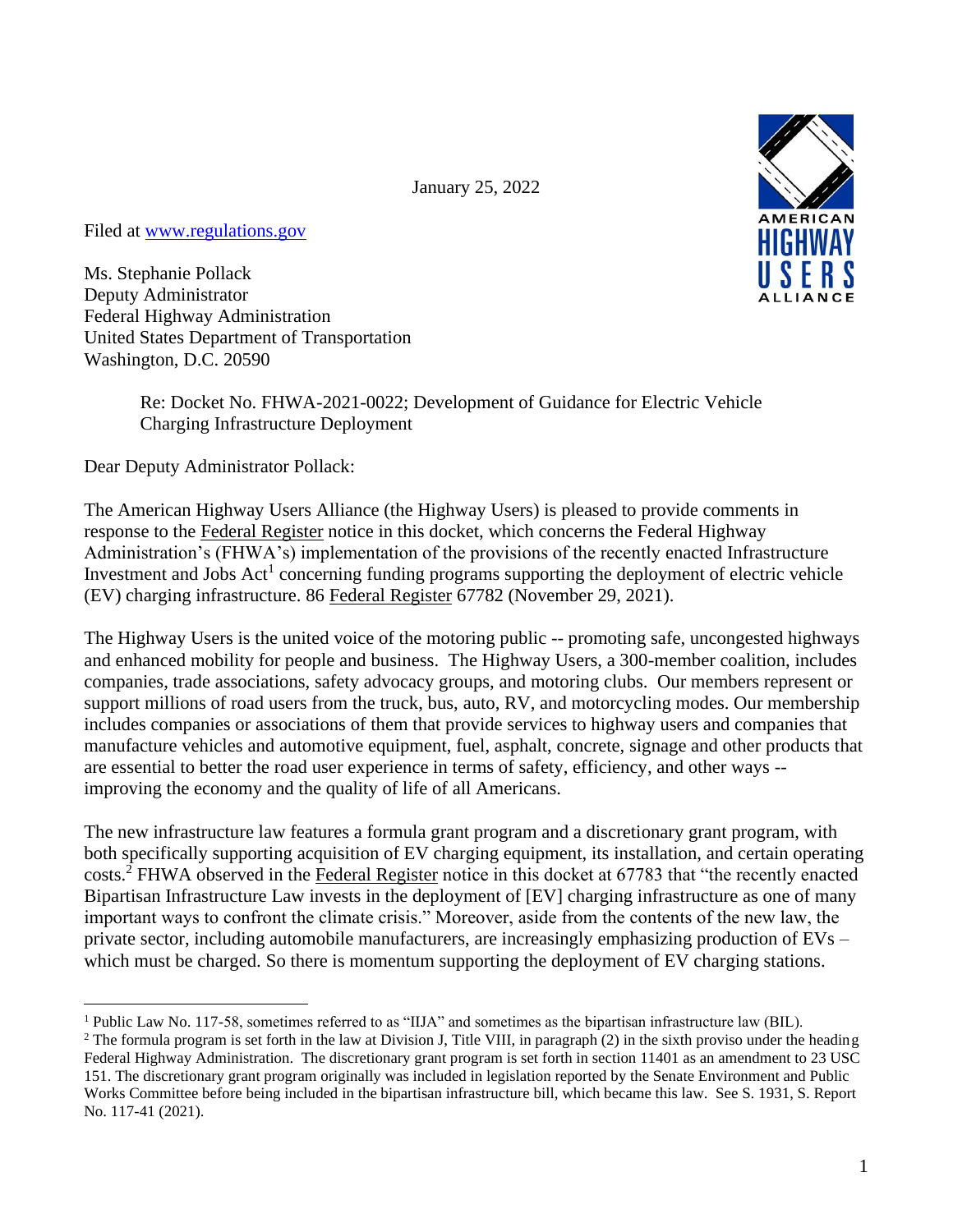January 25, 2022

Filed at www.regulations.gov

Ms. Stephanie Pollack
Deputy Administrator
Federal Highway Administration
United States Department of Transportation
Washington, D.C. 20590

Re: Docket No. FHWA-2021-0022; Development of Guidance for Electric Vehicle Charging Infrastructure Deployment

Dear Deputy Administrator Pollack:

The American Highway Users Alliance (the Highway Users) is pleased to provide comments in response to the Federal Register notice in this docket, which concerns the Federal Highway Administration's (FHWA's) implementation of the provisions of the recently enacted Infrastructure Investment and Jobs Act[1] concerning funding programs supporting the deployment of electric vehicle (EV) charging infrastructure. 86 Federal Register 67782 (November 29, 2021).

The Highway Users is the united voice of the motoring public -- promoting safe, uncongested highways and enhanced mobility for people and business. The Highway Users, a 300-member coalition, includes companies, trade associations, safety advocacy groups, and motoring clubs. Our members represent or support millions of road users from the truck, bus, auto, RV, and motorcycling modes. Our membership includes companies or associations of them that provide services to highway users and companies that manufacture vehicles and automotive equipment, fuel, asphalt, concrete, signage and other products that are essential to better the road user experience in terms of safety, efficiency, and other ways -- improving the economy and the quality of life of all Americans.

The new infrastructure law features a formula grant program and a discretionary grant program, with both specifically supporting acquisition of EV charging equipment, its installation, and certain operating costs.[2] FHWA observed in the Federal Register notice in this docket at 67783 that "the recently enacted Bipartisan Infrastructure Law invests in the deployment of [EV] charging infrastructure as one of many important ways to confront the climate crisis." Moreover, aside from the contents of the new law, the private sector, including automobile manufacturers, are increasingly emphasizing production of EVs – which must be charged. So there is momentum supporting the deployment of EV charging stations.

---

[1] Public Law No. 117-58, sometimes referred to as "IIJA" and sometimes as the bipartisan infrastructure law (BIL).

[2] The formula program is set forth in the law at Division J, Title VIII, in paragraph (2) in the sixth proviso under the heading Federal Highway Administration. The discretionary grant program is set forth in section 11401 as an amendment to 23 USC 151. The discretionary grant program originally was included in legislation reported by the Senate Environment and Public Works Committee before being included in the bipartisan infrastructure bill, which became this law. See S. 1931, S. Report No. 117-41 (2021).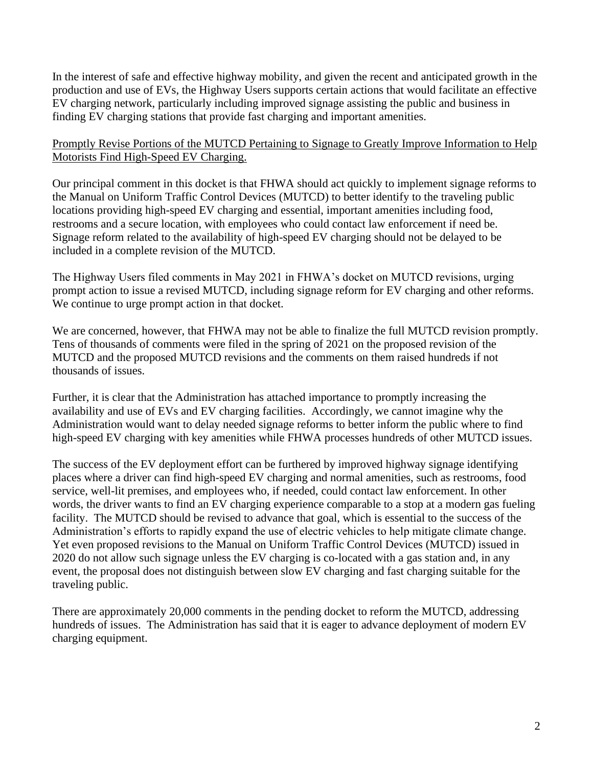In the interest of safe and effective highway mobility, and given the recent and anticipated growth in the production and use of EVs, the Highway Users supports certain actions that would facilitate an effective EV charging network, particularly including improved signage assisting the public and business in finding EV charging stations that provide fast charging and important amenities.

<u>Promptly Revise Portions of the MUTCD Pertaining to Signage to Greatly Improve Information to Help Motorists Find High-Speed EV Charging.</u>

Our principal comment in this docket is that FHWA should act quickly to implement signage reforms to the Manual on Uniform Traffic Control Devices (MUTCD) to better identify to the traveling public locations providing high-speed EV charging and essential, important amenities including food, restrooms and a secure location, with employees who could contact law enforcement if need be. Signage reform related to the availability of high-speed EV charging should not be delayed to be included in a complete revision of the MUTCD.

The Highway Users filed comments in May 2021 in FHWA's docket on MUTCD revisions, urging prompt action to issue a revised MUTCD, including signage reform for EV charging and other reforms. We continue to urge prompt action in that docket.

We are concerned, however, that FHWA may not be able to finalize the full MUTCD revision promptly. Tens of thousands of comments were filed in the spring of 2021 on the proposed revision of the MUTCD and the proposed MUTCD revisions and the comments on them raised hundreds if not thousands of issues.

Further, it is clear that the Administration has attached importance to promptly increasing the availability and use of EVs and EV charging facilities. Accordingly, we cannot imagine why the Administration would want to delay needed signage reforms to better inform the public where to find high-speed EV charging with key amenities while FHWA processes hundreds of other MUTCD issues.

The success of the EV deployment effort can be furthered by improved highway signage identifying places where a driver can find high-speed EV charging and normal amenities, such as restrooms, food service, well-lit premises, and employees who, if needed, could contact law enforcement. In other words, the driver wants to find an EV charging experience comparable to a stop at a modern gas fueling facility. The MUTCD should be revised to advance that goal, which is essential to the success of the Administration's efforts to rapidly expand the use of electric vehicles to help mitigate climate change. Yet even proposed revisions to the Manual on Uniform Traffic Control Devices (MUTCD) issued in 2020 do not allow such signage unless the EV charging is co-located with a gas station and, in any event, the proposal does not distinguish between slow EV charging and fast charging suitable for the traveling public.

There are approximately 20,000 comments in the pending docket to reform the MUTCD, addressing hundreds of issues. The Administration has said that it is eager to advance deployment of modern EV charging equipment.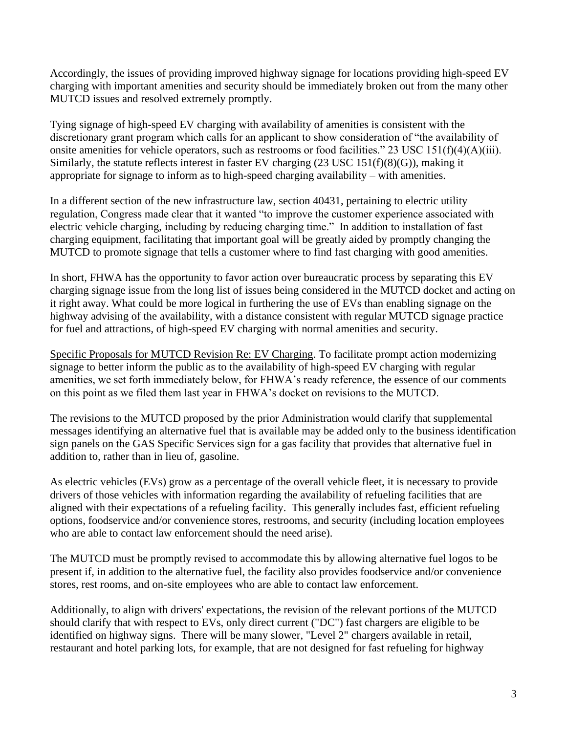Accordingly, the issues of providing improved highway signage for locations providing high-speed EV charging with important amenities and security should be immediately broken out from the many other MUTCD issues and resolved extremely promptly.

Tying signage of high-speed EV charging with availability of amenities is consistent with the discretionary grant program which calls for an applicant to show consideration of "the availability of onsite amenities for vehicle operators, such as restrooms or food facilities." 23 USC 151(f)(4)(A)(iii). Similarly, the statute reflects interest in faster EV charging (23 USC 151(f)(8)(G)), making it appropriate for signage to inform as to high-speed charging availability – with amenities.

In a different section of the new infrastructure law, section 40431, pertaining to electric utility regulation, Congress made clear that it wanted "to improve the customer experience associated with electric vehicle charging, including by reducing charging time." In addition to installation of fast charging equipment, facilitating that important goal will be greatly aided by promptly changing the MUTCD to promote signage that tells a customer where to find fast charging with good amenities.

In short, FHWA has the opportunity to favor action over bureaucratic process by separating this EV charging signage issue from the long list of issues being considered in the MUTCD docket and acting on it right away. What could be more logical in furthering the use of EVs than enabling signage on the highway advising of the availability, with a distance consistent with regular MUTCD signage practice for fuel and attractions, of high-speed EV charging with normal amenities and security.

Specific Proposals for MUTCD Revision Re: EV Charging. To facilitate prompt action modernizing signage to better inform the public as to the availability of high-speed EV charging with regular amenities, we set forth immediately below, for FHWA's ready reference, the essence of our comments on this point as we filed them last year in FHWA's docket on revisions to the MUTCD.

The revisions to the MUTCD proposed by the prior Administration would clarify that supplemental messages identifying an alternative fuel that is available may be added only to the business identification sign panels on the GAS Specific Services sign for a gas facility that provides that alternative fuel in addition to, rather than in lieu of, gasoline.

As electric vehicles (EVs) grow as a percentage of the overall vehicle fleet, it is necessary to provide drivers of those vehicles with information regarding the availability of refueling facilities that are aligned with their expectations of a refueling facility. This generally includes fast, efficient refueling options, foodservice and/or convenience stores, restrooms, and security (including location employees who are able to contact law enforcement should the need arise).

The MUTCD must be promptly revised to accommodate this by allowing alternative fuel logos to be present if, in addition to the alternative fuel, the facility also provides foodservice and/or convenience stores, rest rooms, and on-site employees who are able to contact law enforcement.

Additionally, to align with drivers' expectations, the revision of the relevant portions of the MUTCD should clarify that with respect to EVs, only direct current ("DC") fast chargers are eligible to be identified on highway signs. There will be many slower, "Level 2" chargers available in retail, restaurant and hotel parking lots, for example, that are not designed for fast refueling for highway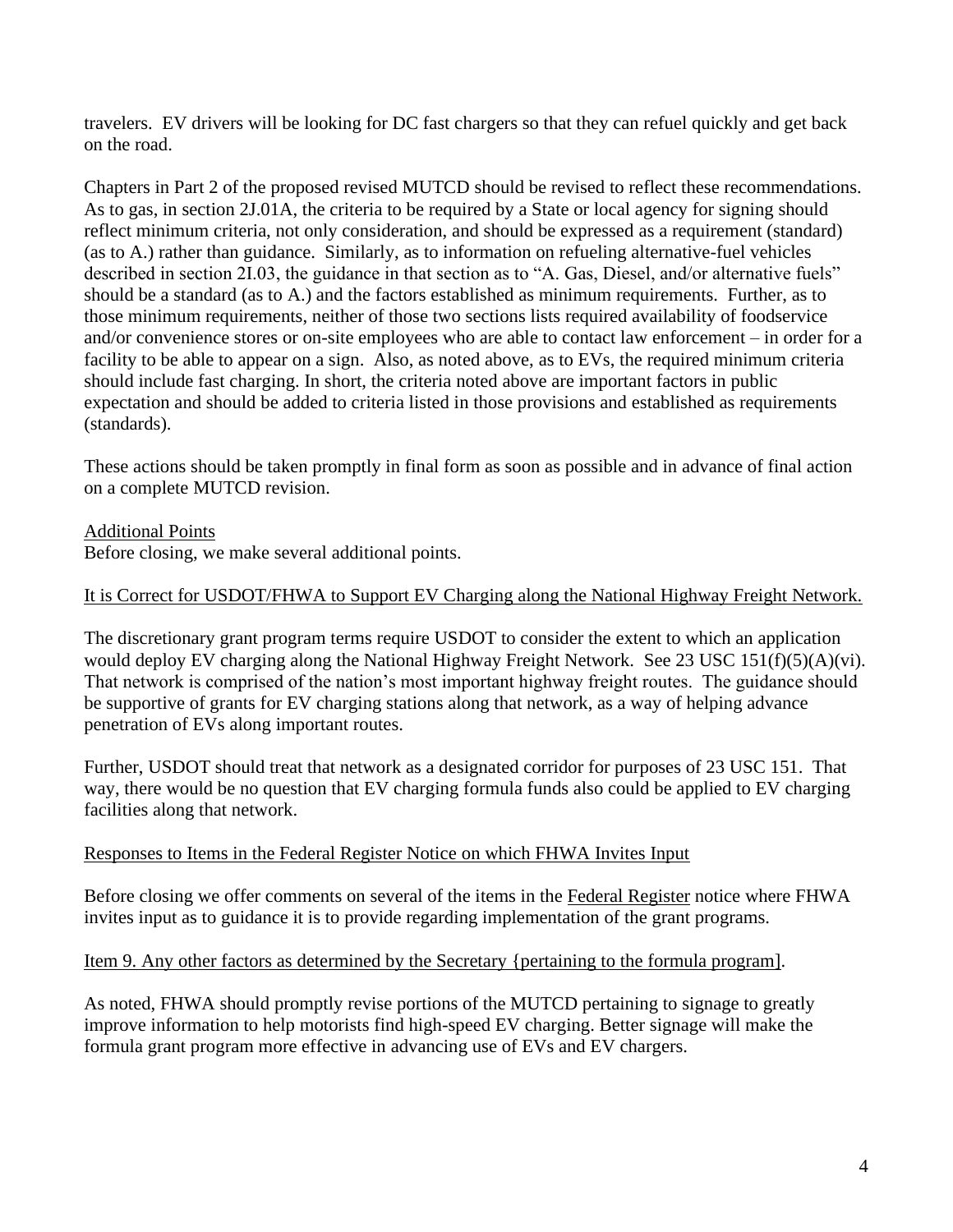travelers. EV drivers will be looking for DC fast chargers so that they can refuel quickly and get back on the road.

Chapters in Part 2 of the proposed revised MUTCD should be revised to reflect these recommendations. As to gas, in section 2J.01A, the criteria to be required by a State or local agency for signing should reflect minimum criteria, not only consideration, and should be expressed as a requirement (standard) (as to A.) rather than guidance. Similarly, as to information on refueling alternative-fuel vehicles described in section 2I.03, the guidance in that section as to "A. Gas, Diesel, and/or alternative fuels" should be a standard (as to A.) and the factors established as minimum requirements. Further, as to those minimum requirements, neither of those two sections lists required availability of foodservice and/or convenience stores or on-site employees who are able to contact law enforcement – in order for a facility to be able to appear on a sign. Also, as noted above, as to EVs, the required minimum criteria should include fast charging. In short, the criteria noted above are important factors in public expectation and should be added to criteria listed in those provisions and established as requirements (standards).

These actions should be taken promptly in final form as soon as possible and in advance of final action on a complete MUTCD revision.

<u>Additional Points</u>

Before closing, we make several additional points.

<u>It is Correct for USDOT/FHWA to Support EV Charging along the National Highway Freight Network.</u>

The discretionary grant program terms require USDOT to consider the extent to which an application would deploy EV charging along the National Highway Freight Network. See 23 USC 151(f)(5)(A)(vi). That network is comprised of the nation's most important highway freight routes. The guidance should be supportive of grants for EV charging stations along that network, as a way of helping advance penetration of EVs along important routes.

Further, USDOT should treat that network as a designated corridor for purposes of 23 USC 151. That way, there would be no question that EV charging formula funds also could be applied to EV charging facilities along that network.

<u>Responses to Items in the Federal Register Notice on which FHWA Invites Input</u>

Before closing we offer comments on several of the items in the <u>Federal Register</u> notice where FHWA invites input as to guidance it is to provide regarding implementation of the grant programs.

<u>Item 9. Any other factors as determined by the Secretary {pertaining to the formula program]</u>.

As noted, FHWA should promptly revise portions of the MUTCD pertaining to signage to greatly improve information to help motorists find high-speed EV charging. Better signage will make the formula grant program more effective in advancing use of EVs and EV chargers.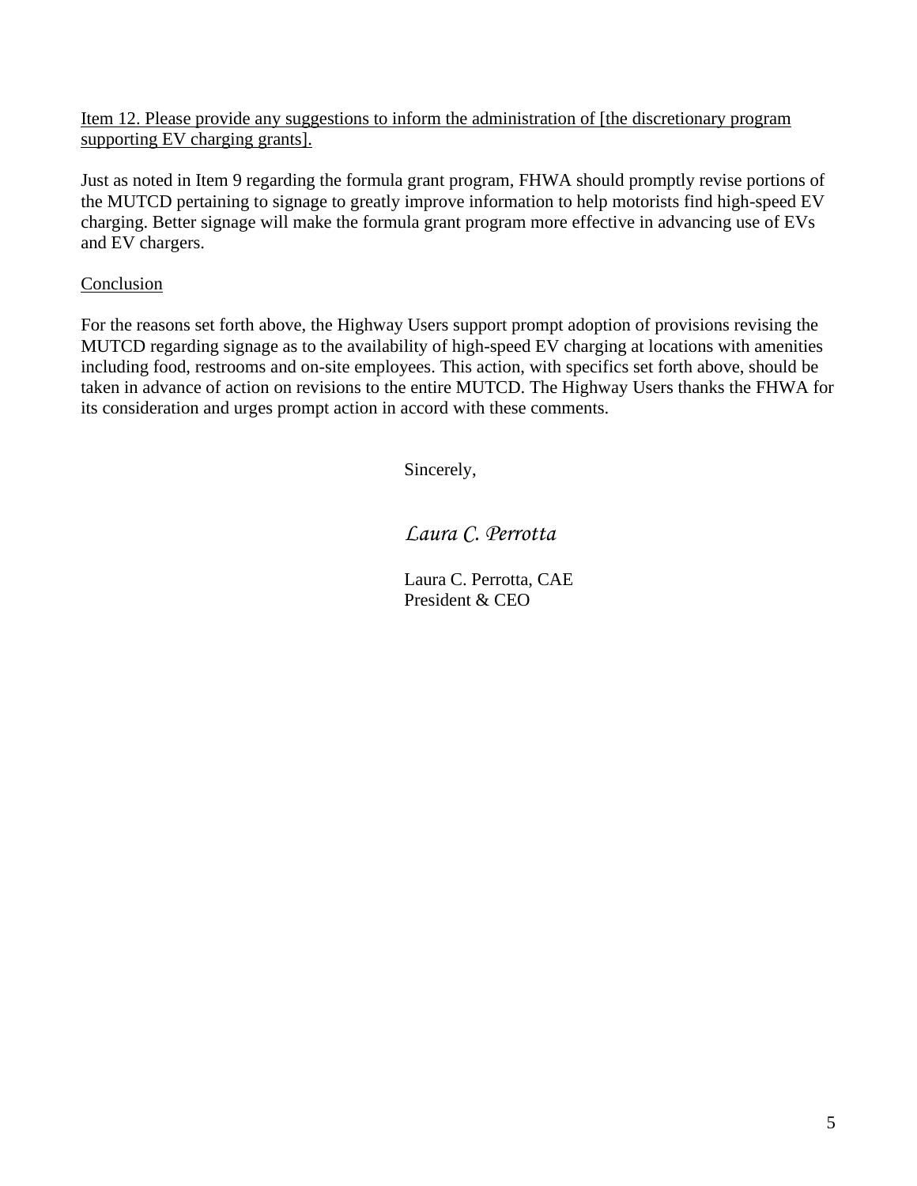Item 12. Please provide any suggestions to inform the administration of [the discretionary program supporting EV charging grants].

Just as noted in Item 9 regarding the formula grant program, FHWA should promptly revise portions of the MUTCD pertaining to signage to greatly improve information to help motorists find high-speed EV charging. Better signage will make the formula grant program more effective in advancing use of EVs and EV chargers.

Conclusion

For the reasons set forth above, the Highway Users support prompt adoption of provisions revising the MUTCD regarding signage as to the availability of high-speed EV charging at locations with amenities including food, restrooms and on-site employees. This action, with specifics set forth above, should be taken in advance of action on revisions to the entire MUTCD. The Highway Users thanks the FHWA for its consideration and urges prompt action in accord with these comments.

Sincerely,

*Laura C. Perrotta*

Laura C. Perrotta, CAE
President & CEO